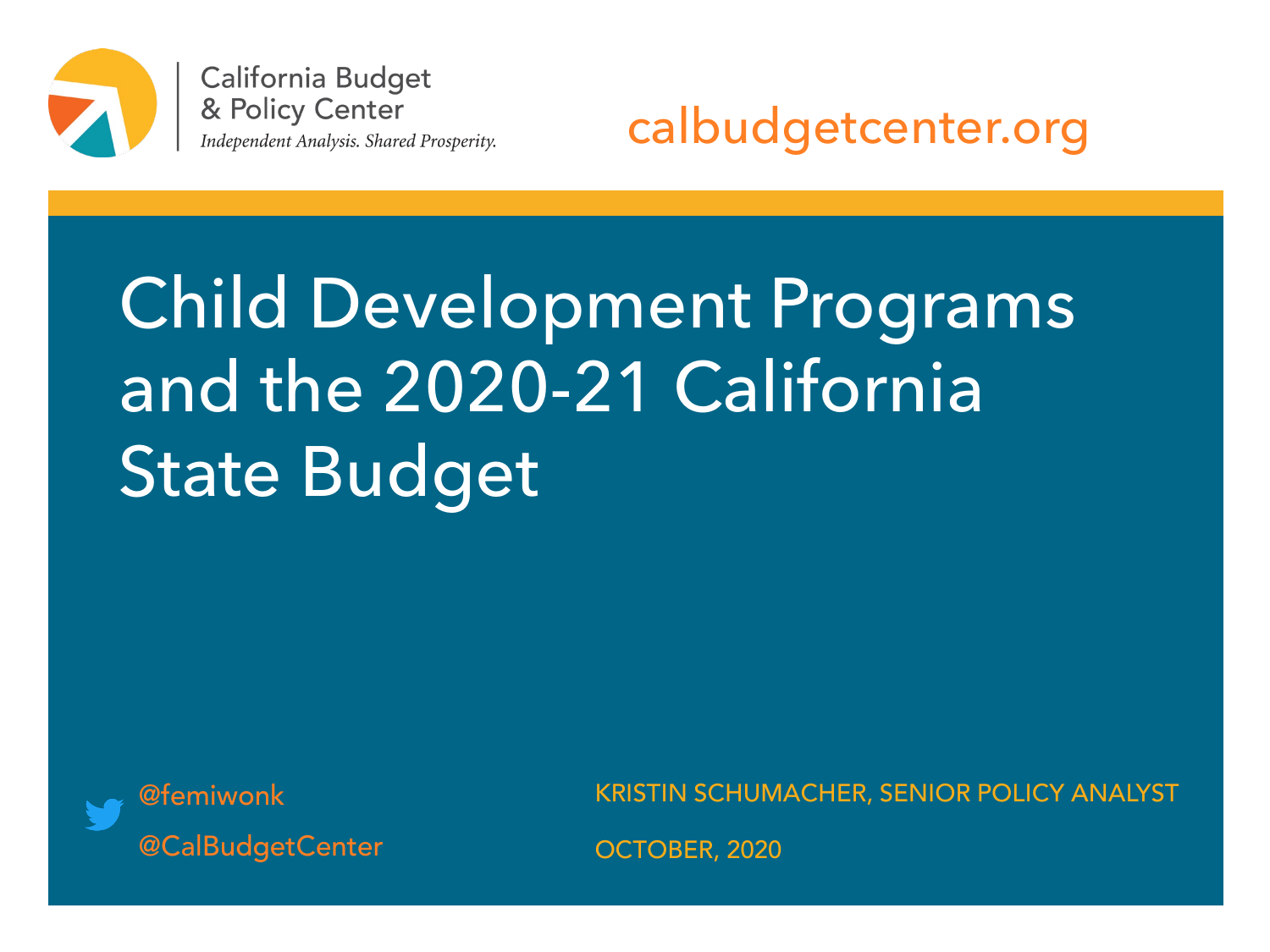California Budget & Policy Center

*Independent Analysis. Shared Prosperity.*

calbudgetcenter.org

# Child Development Programs and the 2020-21 California State Budget

@femiwonk

@CalBudgetCenter

KRISTIN SCHUMACHER, SENIOR POLICY ANALYST

OCTOBER, 2020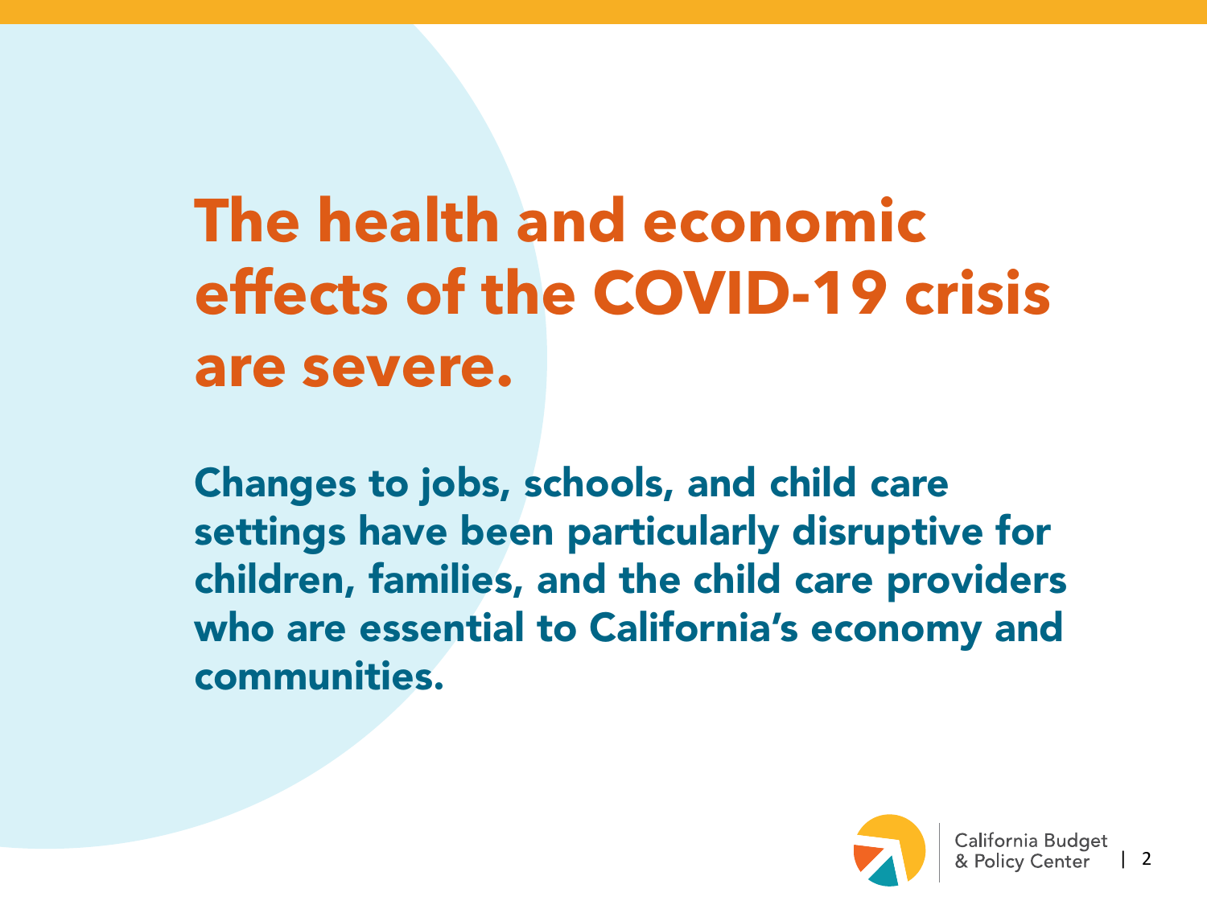# The health and economic effects of the COVID-19 crisis are severe.

**Changes to jobs, schools, and child care settings have been particularly disruptive for children, families, and the child care providers who are essential to California's economy and communities.**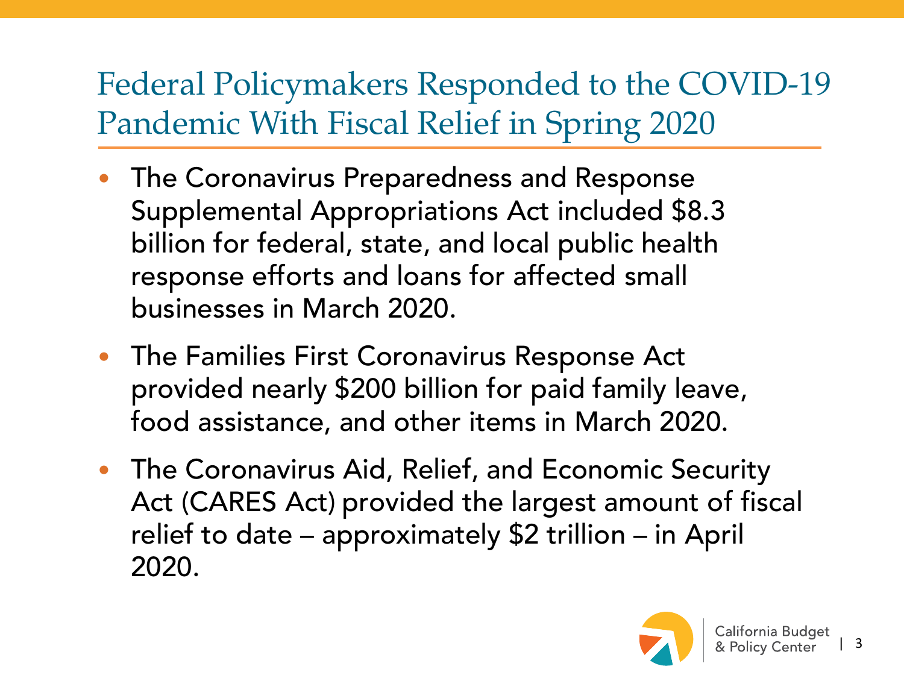# Federal Policymakers Responded to the COVID-19 Pandemic With Fiscal Relief in Spring 2020

- The Coronavirus Preparedness and Response Supplemental Appropriations Act included $8.3 billion for federal, state, and local public health response efforts and loans for affected small businesses in March 2020.
- The Families First Coronavirus Response Act provided nearly $200 billion for paid family leave, food assistance, and other items in March 2020.
- The Coronavirus Aid, Relief, and Economic Security Act (CARES Act) provided the largest amount of fiscal relief to date – approximately $2 trillion – in April 2020.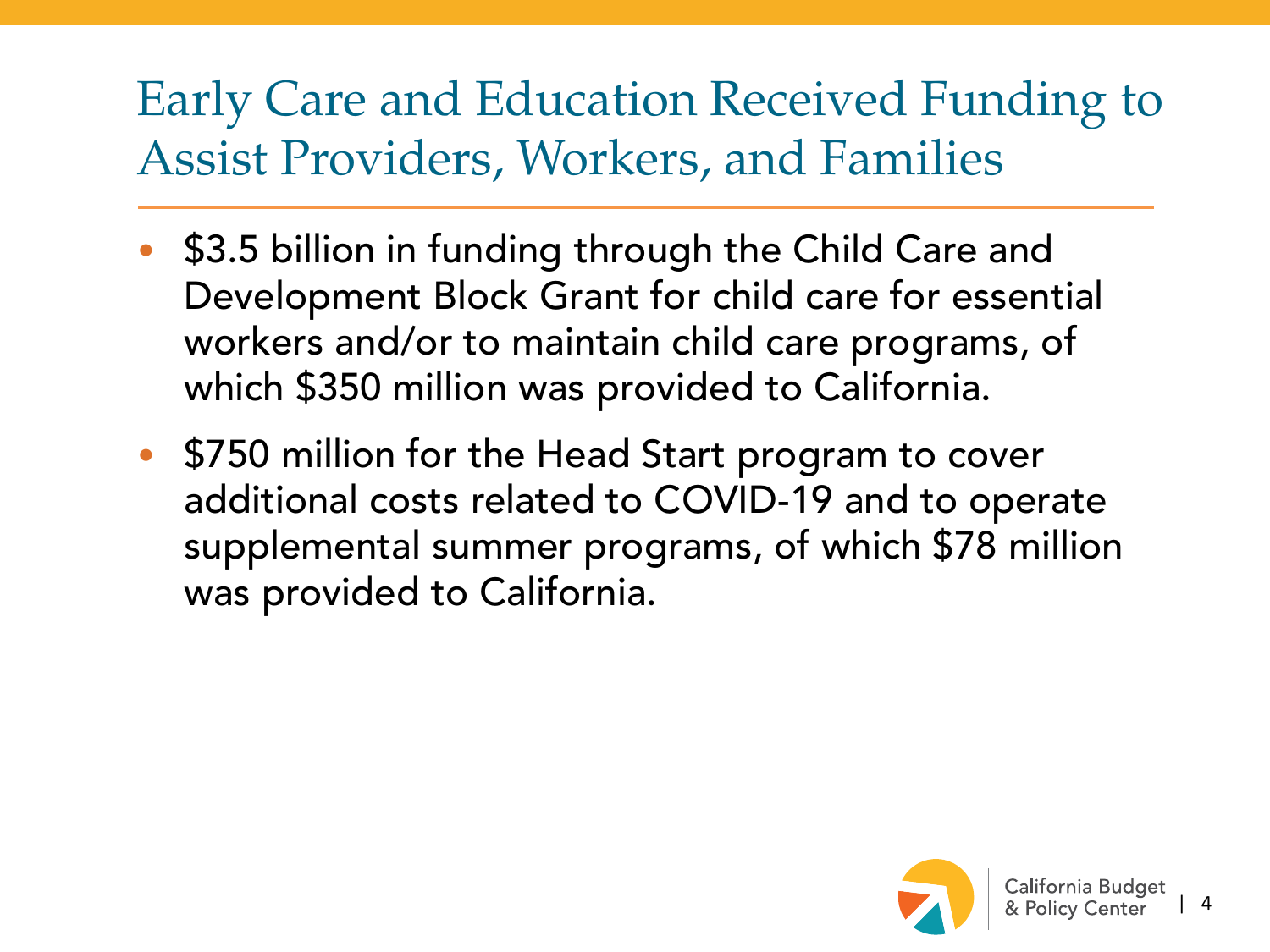# Early Care and Education Received Funding to Assist Providers, Workers, and Families

- $3.5 billion in funding through the Child Care and Development Block Grant for child care for essential workers and/or to maintain child care programs, of which $350 million was provided to California.
- $750 million for the Head Start program to cover additional costs related to COVID-19 and to operate supplemental summer programs, of which $78 million was provided to California.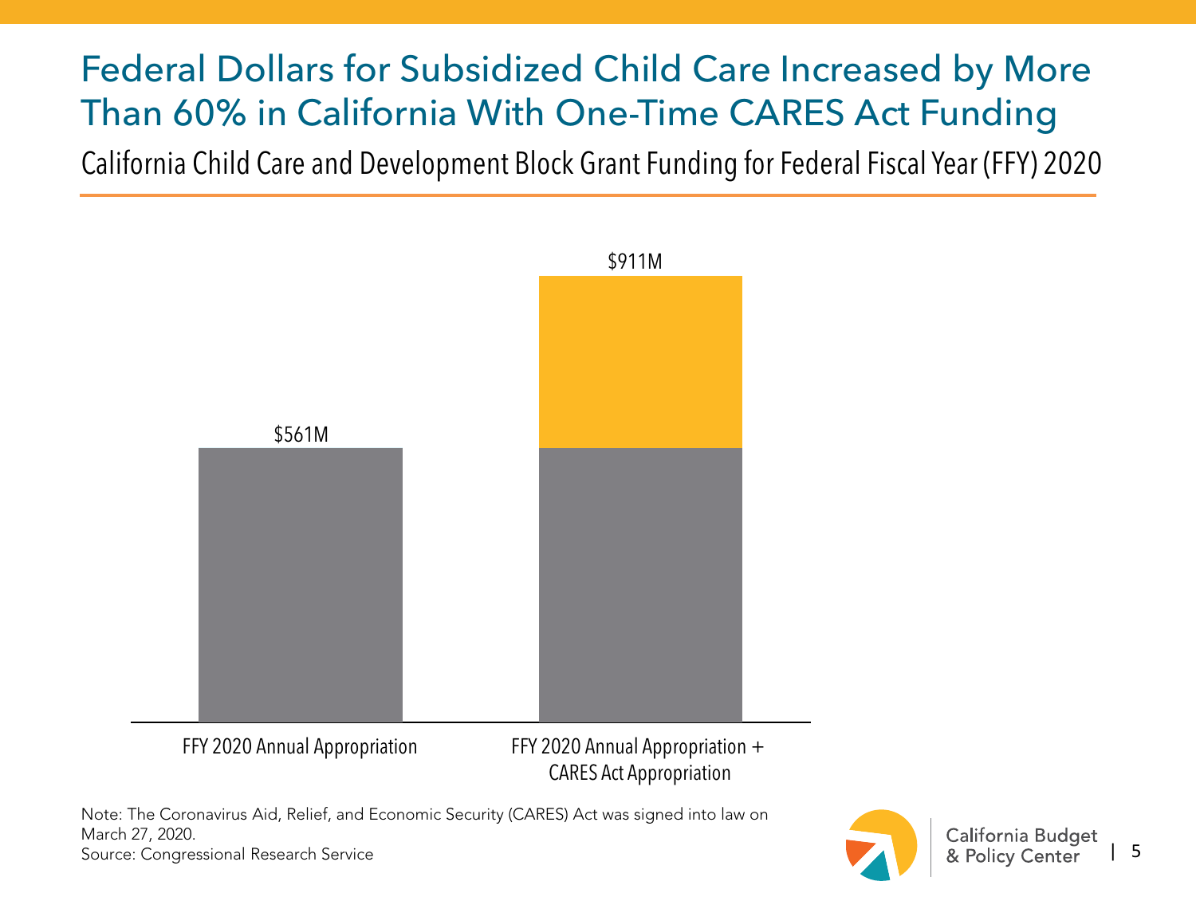# Federal Dollars for Subsidized Child Care Increased by More Than 60% in California With One-Time CARES Act Funding

California Child Care and Development Block Grant Funding for Federal Fiscal Year (FFY) 2020

| | Amount |
|---|---|
| FFY 2020 Annual Appropriation | $561M |
| FFY 2020 Annual Appropriation + CARES Act Appropriation | $911M |

Note: The Coronavirus Aid, Relief, and Economic Security (CARES) Act was signed into law on March 27, 2020.
Source: Congressional Research Service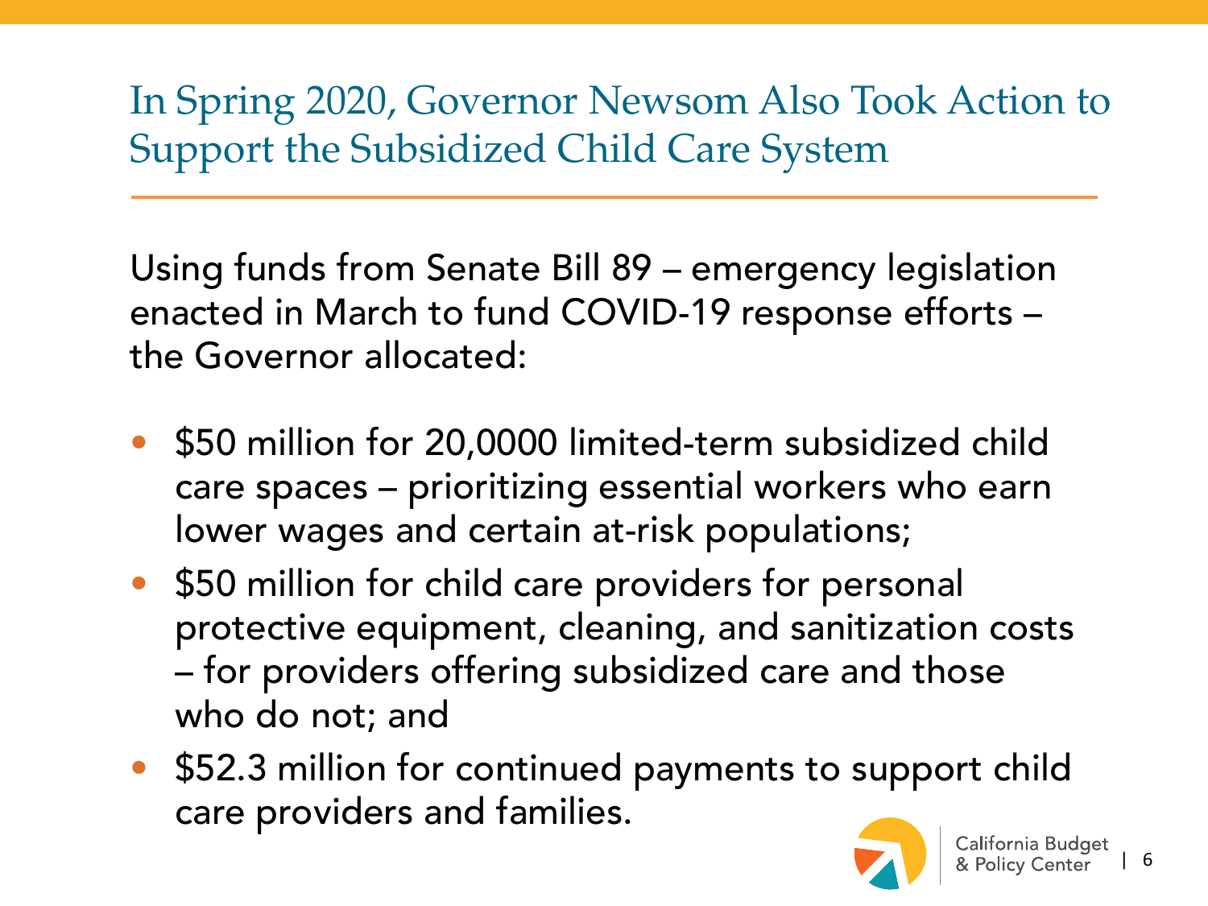# In Spring 2020, Governor Newsom Also Took Action to Support the Subsidized Child Care System

Using funds from Senate Bill 89 – emergency legislation enacted in March to fund COVID-19 response efforts – the Governor allocated:

- $50 million for 20,0000 limited-term subsidized child care spaces – prioritizing essential workers who earn lower wages and certain at-risk populations;
- $50 million for child care providers for personal protective equipment, cleaning, and sanitization costs – for providers offering subsidized care and those who do not; and
- $52.3 million for continued payments to support child care providers and families.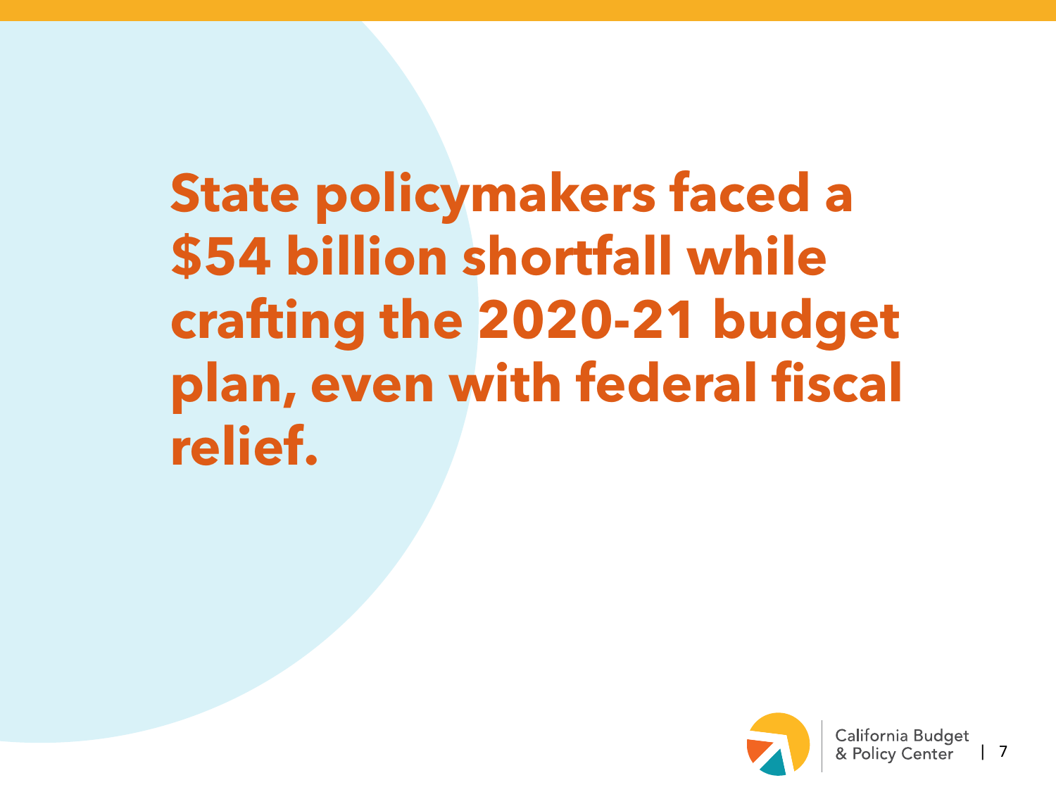# State policymakers faced a $54 billion shortfall while crafting the 2020-21 budget plan, even with federal fiscal relief.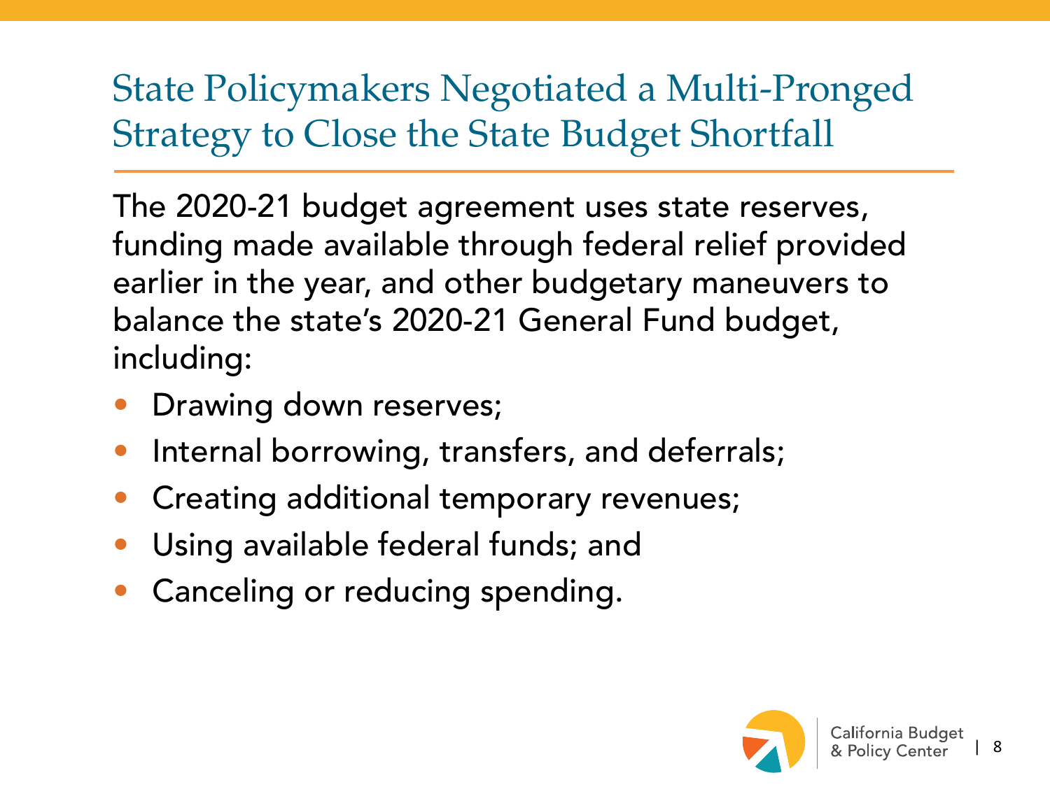# State Policymakers Negotiated a Multi-Pronged Strategy to Close the State Budget Shortfall

The 2020-21 budget agreement uses state reserves, funding made available through federal relief provided earlier in the year, and other budgetary maneuvers to balance the state's 2020-21 General Fund budget, including:

- Drawing down reserves;
- Internal borrowing, transfers, and deferrals;
- Creating additional temporary revenues;
- Using available federal funds; and
- Canceling or reducing spending.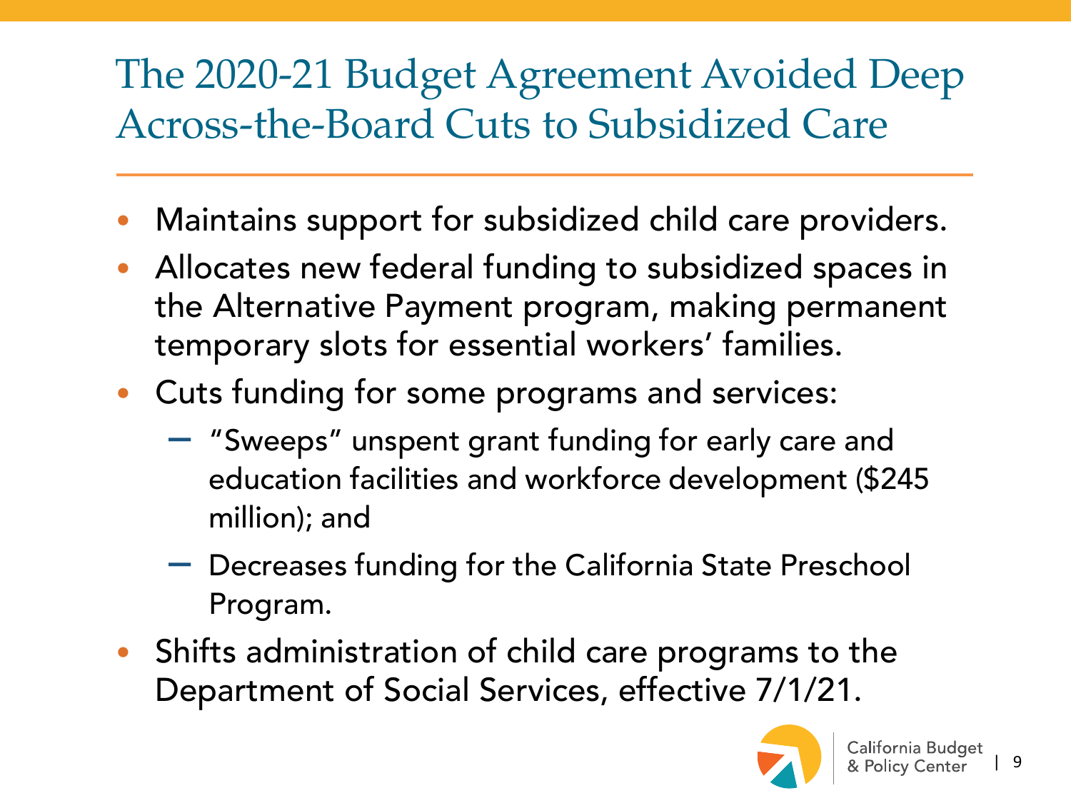# The 2020-21 Budget Agreement Avoided Deep Across-the-Board Cuts to Subsidized Care

- Maintains support for subsidized child care providers.
- Allocates new federal funding to subsidized spaces in the Alternative Payment program, making permanent temporary slots for essential workers' families.
- Cuts funding for some programs and services:
  - "Sweeps" unspent grant funding for early care and education facilities and workforce development ($245 million); and
  - Decreases funding for the California State Preschool Program.
- Shifts administration of child care programs to the Department of Social Services, effective 7/1/21.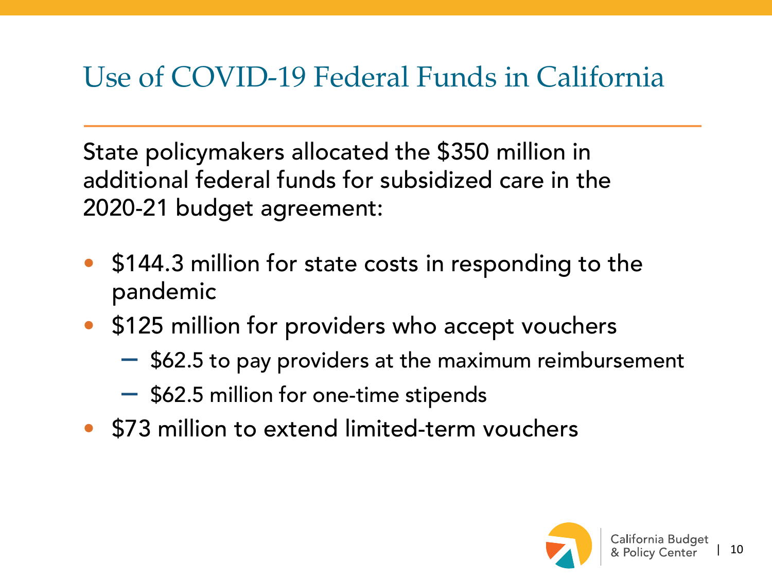# Use of COVID-19 Federal Funds in California

State policymakers allocated the $350 million in additional federal funds for subsidized care in the 2020-21 budget agreement:

- $144.3 million for state costs in responding to the pandemic
- $125 million for providers who accept vouchers
  - $62.5 to pay providers at the maximum reimbursement
  - $62.5 million for one-time stipends
- $73 million to extend limited-term vouchers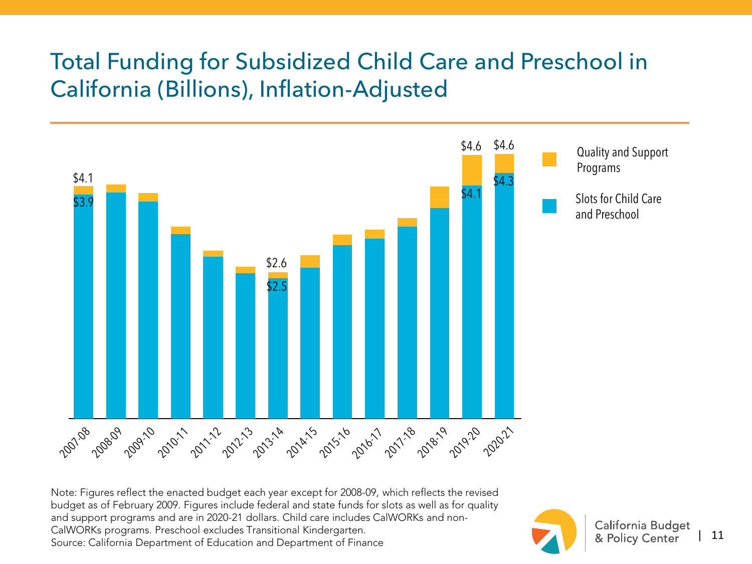# Total Funding for Subsidized Child Care and Preschool in California (Billions), Inflation-Adjusted

$4.1
$3.9
$2.6
$2.5
$4.6
$4.1
$4.6
$4.3

Quality and Support Programs

Slots for Child Care and Preschool

2007-08 2008-09 2009-10 2010-11 2011-12 2012-13 2013-14 2014-15 2015-16 2016-17 2017-18 2018-19 2019-20 2020-21

Note: Figures reflect the enacted budget each year except for 2008-09, which reflects the revised budget as of February 2009. Figures include federal and state funds for slots as well as for quality and support programs and are in 2020-21 dollars. Child care includes CalWORKs and non-CalWORKs programs. Preschool excludes Transitional Kindergarten.
Source: California Department of Education and Department of Finance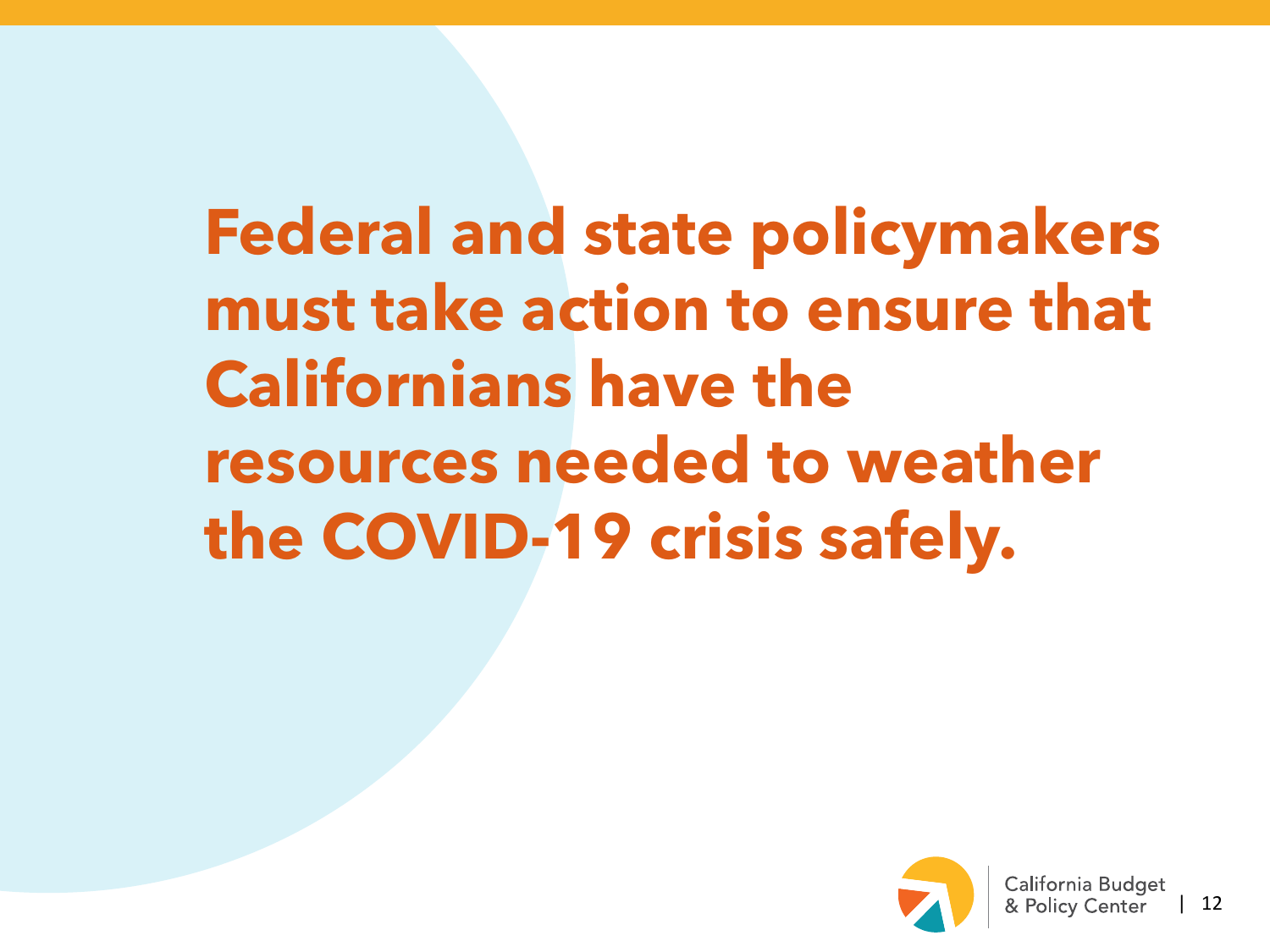**Federal and state policymakers must take action to ensure that Californians have the resources needed to weather the COVID-19 crisis safely.**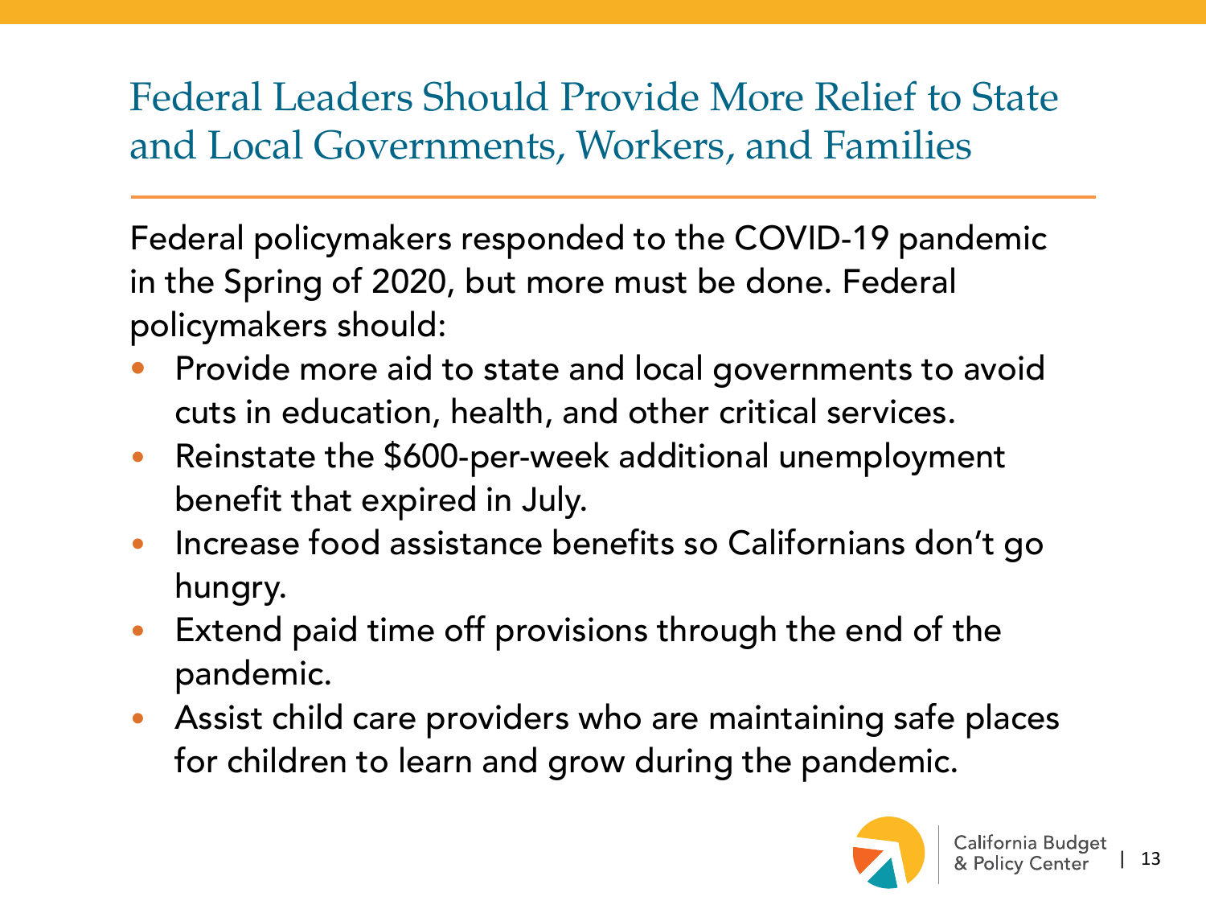# Federal Leaders Should Provide More Relief to State and Local Governments, Workers, and Families

Federal policymakers responded to the COVID-19 pandemic in the Spring of 2020, but more must be done. Federal policymakers should:

- Provide more aid to state and local governments to avoid cuts in education, health, and other critical services.
- Reinstate the $600-per-week additional unemployment benefit that expired in July.
- Increase food assistance benefits so Californians don't go hungry.
- Extend paid time off provisions through the end of the pandemic.
- Assist child care providers who are maintaining safe places for children to learn and grow during the pandemic.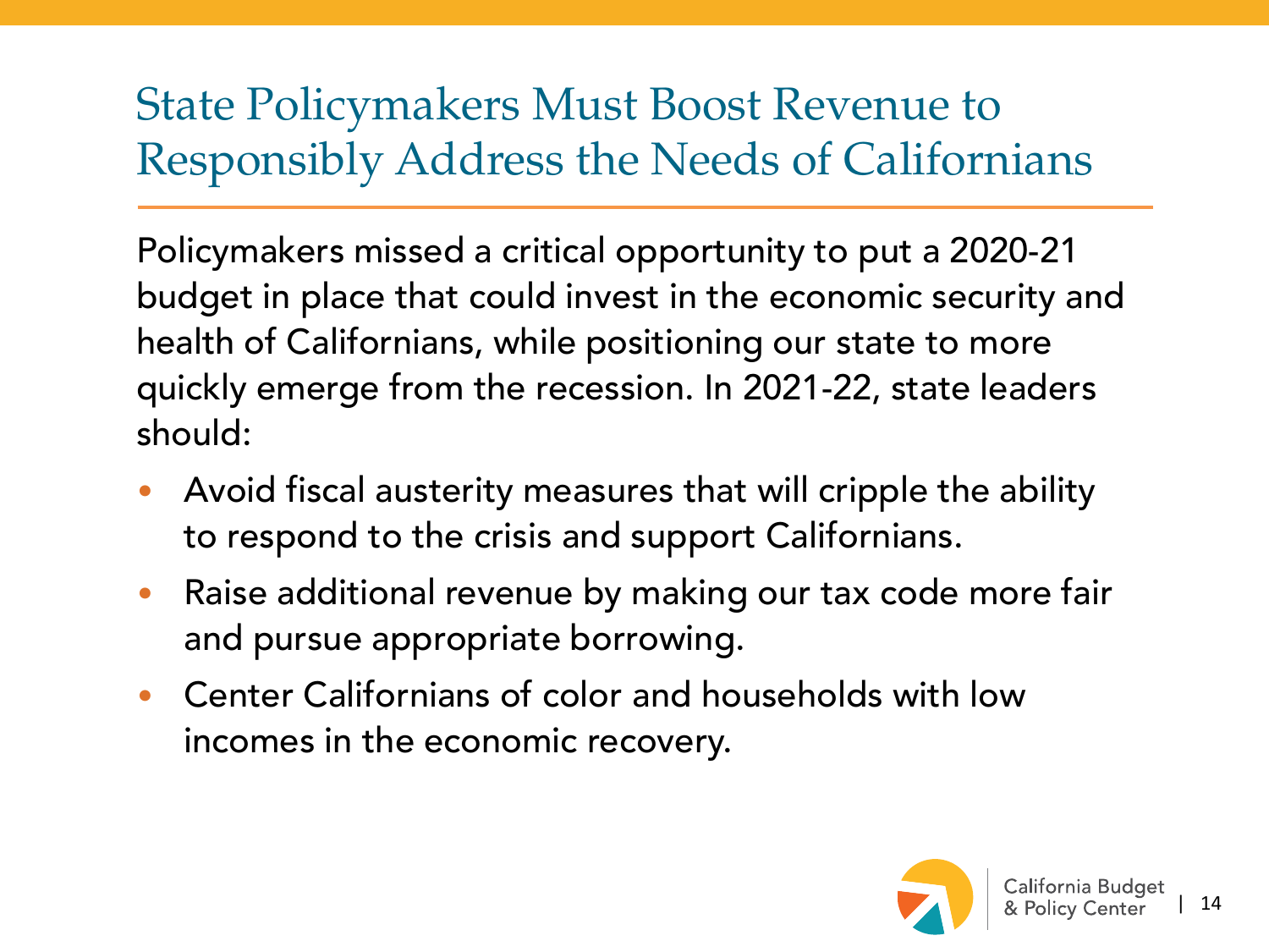# State Policymakers Must Boost Revenue to Responsibly Address the Needs of Californians

Policymakers missed a critical opportunity to put a 2020-21 budget in place that could invest in the economic security and health of Californians, while positioning our state to more quickly emerge from the recession. In 2021-22, state leaders should:

- Avoid fiscal austerity measures that will cripple the ability to respond to the crisis and support Californians.
- Raise additional revenue by making our tax code more fair and pursue appropriate borrowing.
- Center Californians of color and households with low incomes in the economic recovery.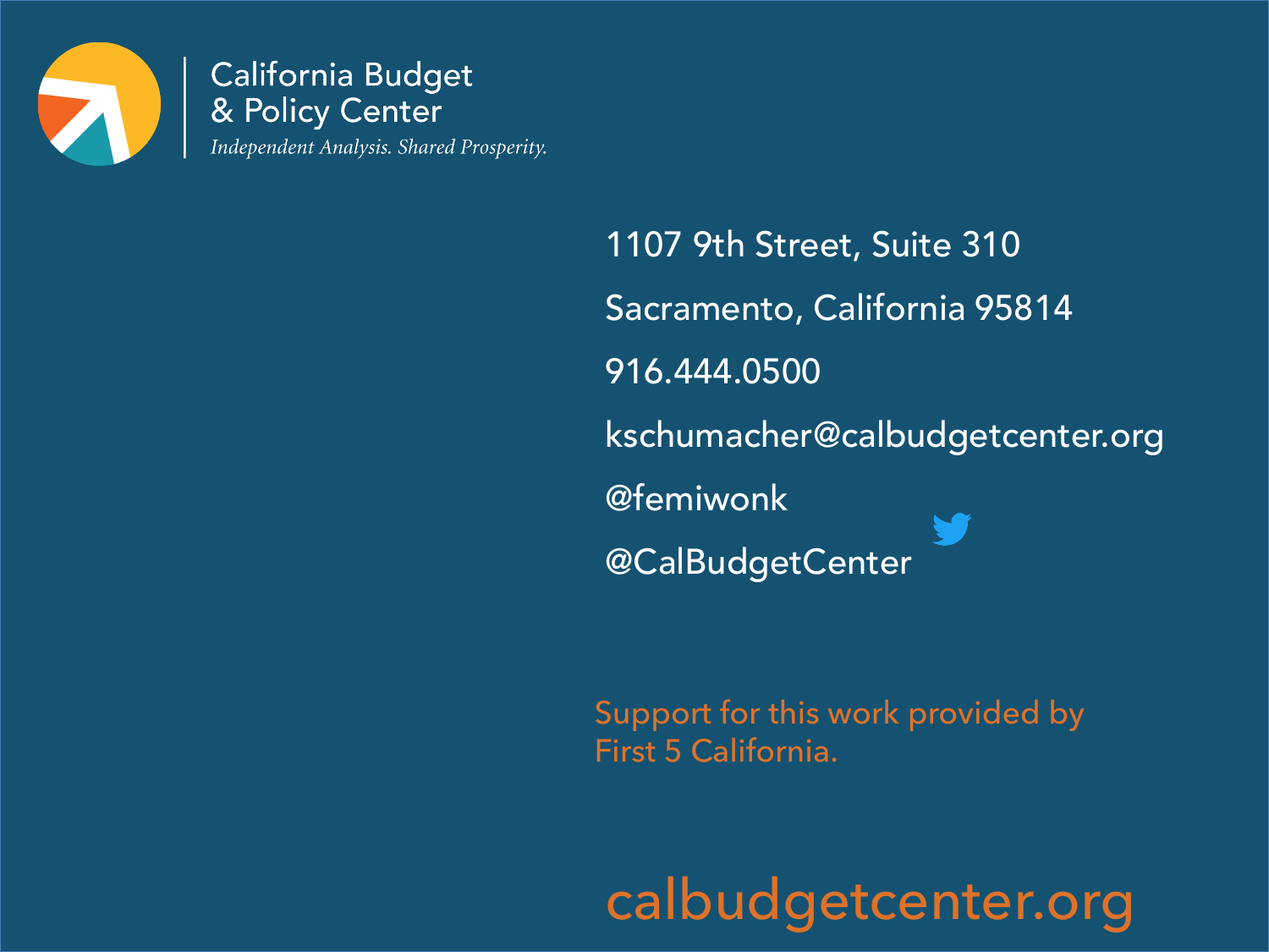California Budget & Policy Center

*Independent Analysis. Shared Prosperity.*

1107 9th Street, Suite 310

Sacramento, California 95814

916.444.0500

kschumacher@calbudgetcenter.org

@femiwonk

@CalBudgetCenter

Support for this work provided by First 5 California.

calbudgetcenter.org